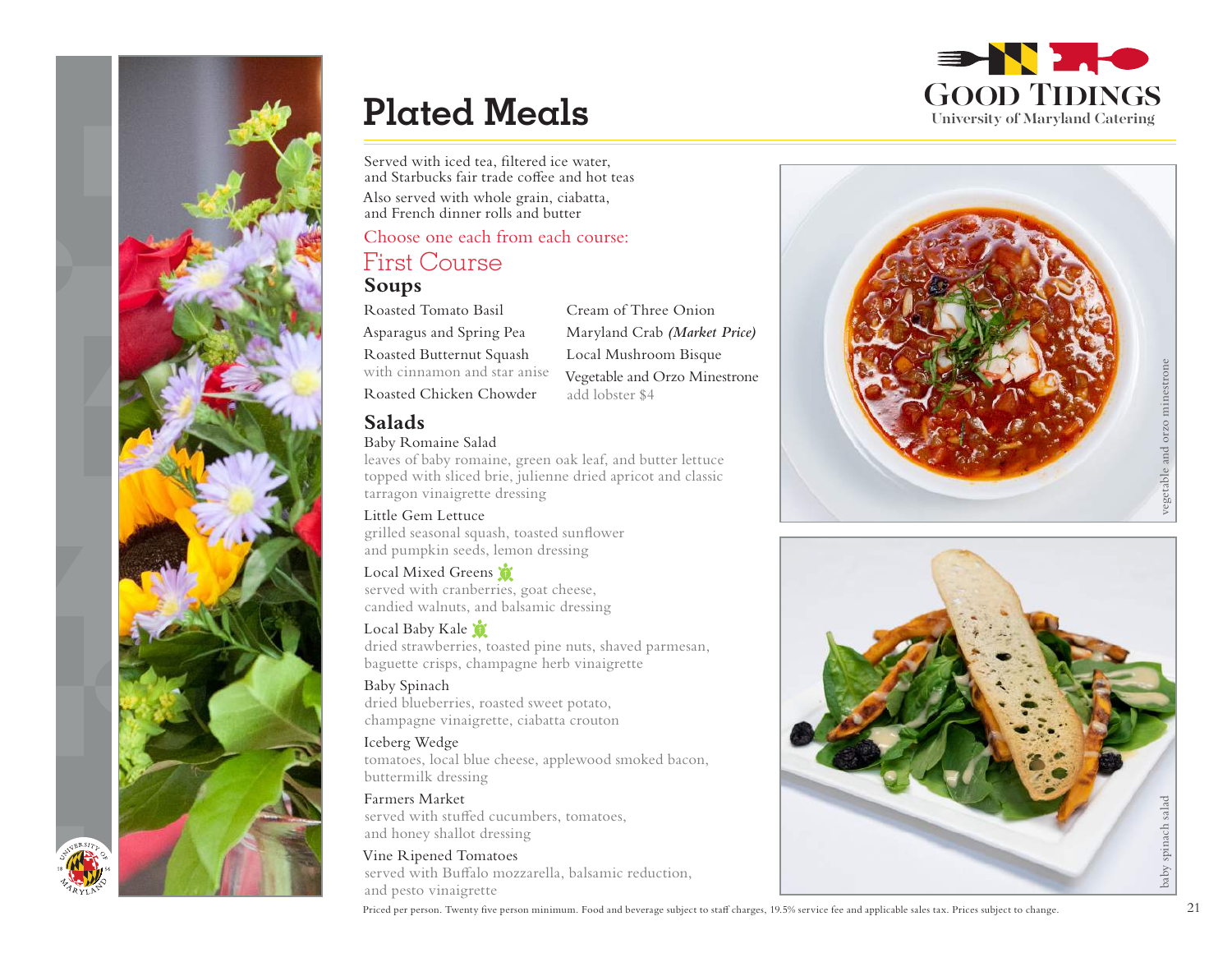# Plated Meals

Good Tidings
University of Maryland Catering

Served with iced tea, filtered ice water, and Starbucks fair trade coffee and hot teas

Also served with whole grain, ciabatta, and French dinner rolls and butter

Choose one each from each course:

## First Course

### Soups

Roasted Tomato Basil

Asparagus and Spring Pea

Roasted Butternut Squash
with cinnamon and star anise

Roasted Chicken Chowder

Cream of Three Onion

Maryland Crab ***(Market Price)***

Local Mushroom Bisque

Vegetable and Orzo Minestrone
add lobster $4

### Salads

Baby Romaine Salad
leaves of baby romaine, green oak leaf, and butter lettuce topped with sliced brie, julienne dried apricot and classic tarragon vinaigrette dressing

Little Gem Lettuce
grilled seasonal squash, toasted sunflower and pumpkin seeds, lemon dressing

Local Mixed Greens
served with cranberries, goat cheese, candied walnuts, and balsamic dressing

Local Baby Kale
dried strawberries, toasted pine nuts, shaved parmesan, baguette crisps, champagne herb vinaigrette

Baby Spinach
dried blueberries, roasted sweet potato, champagne vinaigrette, ciabatta crouton

Iceberg Wedge
tomatoes, local blue cheese, applewood smoked bacon, buttermilk dressing

Farmers Market
served with stuffed cucumbers, tomatoes, and honey shallot dressing

Vine Ripened Tomatoes
served with Buffalo mozzarella, balsamic reduction, and pesto vinaigrette

vegetable and orzo minestrone

baby spinach salad

Priced per person. Twenty five person minimum. Food and beverage subject to staff charges, 19.5% service fee and applicable sales tax. Prices subject to change.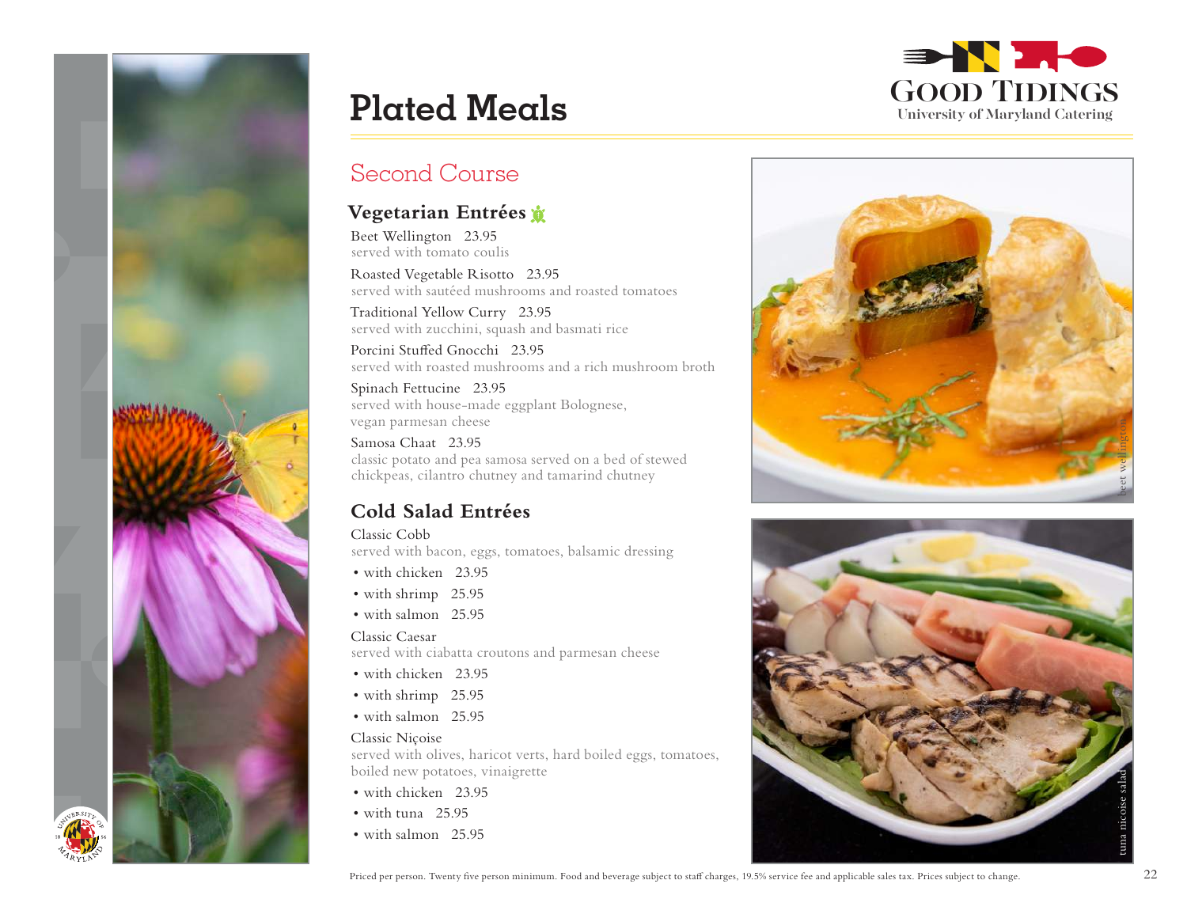# Plated Meals

Good Tidings
University of Maryland Catering

## Second Course

### Vegetarian Entrées

Beet Wellington 23.95
served with tomato coulis

Roasted Vegetable Risotto 23.95
served with sautéed mushrooms and roasted tomatoes

Traditional Yellow Curry 23.95
served with zucchini, squash and basmati rice

Porcini Stuffed Gnocchi 23.95
served with roasted mushrooms and a rich mushroom broth

Spinach Fettucine 23.95
served with house-made eggplant Bolognese, vegan parmesan cheese

Samosa Chaat 23.95
classic potato and pea samosa served on a bed of stewed chickpeas, cilantro chutney and tamarind chutney

### Cold Salad Entrées

Classic Cobb
served with bacon, eggs, tomatoes, balsamic dressing

- with chicken 23.95
- with shrimp 25.95
- with salmon 25.95

Classic Caesar
served with ciabatta croutons and parmesan cheese

- with chicken 23.95
- with shrimp 25.95
- with salmon 25.95

Classic Niçoise
served with olives, haricot verts, hard boiled eggs, tomatoes, boiled new potatoes, vinaigrette

- with chicken 23.95
- with tuna 25.95
- with salmon 25.95

beet wellington

tuna nicoise salad

Priced per person. Twenty five person minimum. Food and beverage subject to staff charges, 19.5% service fee and applicable sales tax. Prices subject to change.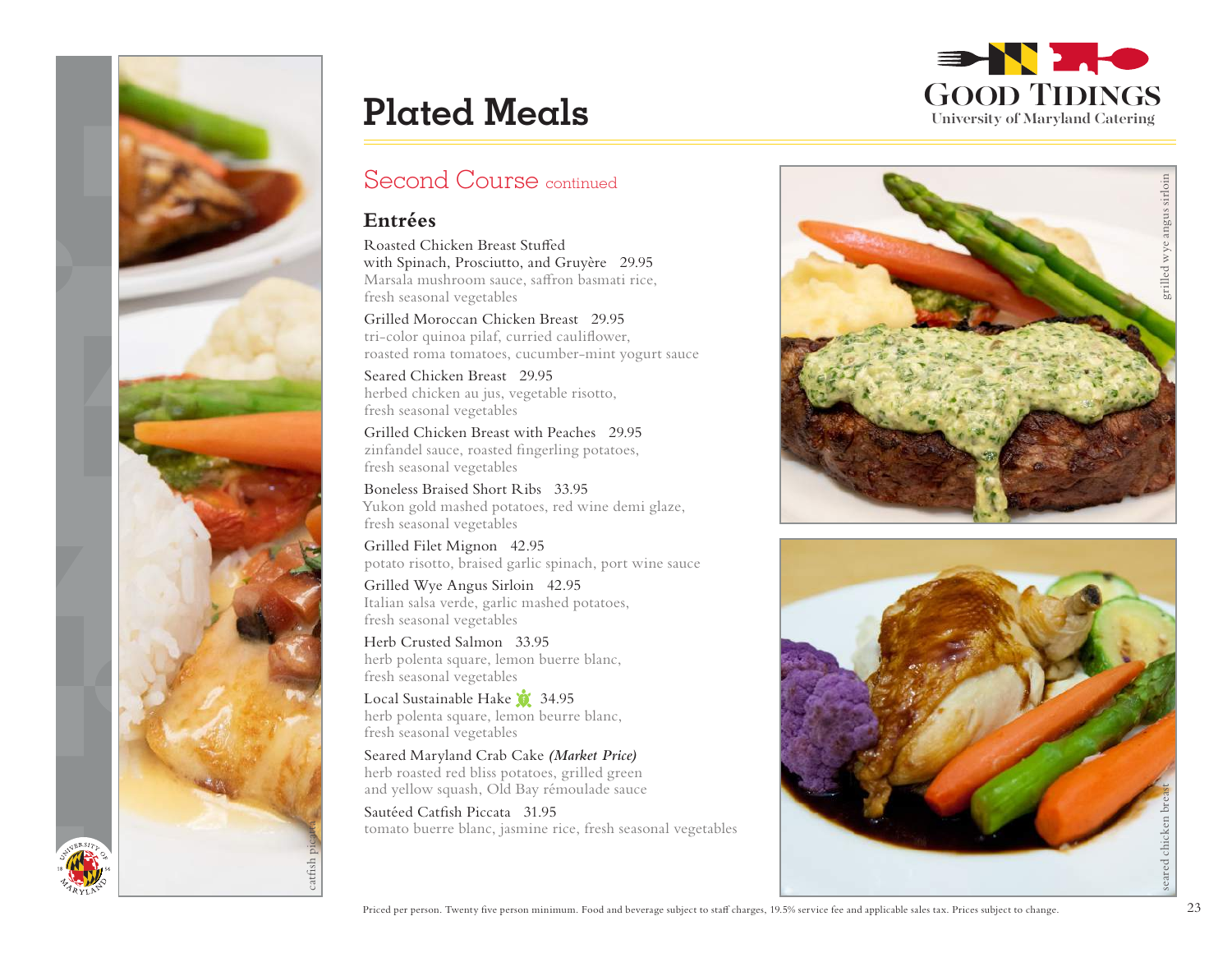# Plated Meals

Good Tidings
University of Maryland Catering

## Second Course continued

### Entrées

Roasted Chicken Breast Stuffed with Spinach, Prosciutto, and Gruyère 29.95
Marsala mushroom sauce, saffron basmati rice, fresh seasonal vegetables

Grilled Moroccan Chicken Breast 29.95
tri-color quinoa pilaf, curried cauliflower, roasted roma tomatoes, cucumber-mint yogurt sauce

Seared Chicken Breast 29.95
herbed chicken au jus, vegetable risotto, fresh seasonal vegetables

Grilled Chicken Breast with Peaches 29.95
zinfandel sauce, roasted fingerling potatoes, fresh seasonal vegetables

Boneless Braised Short Ribs 33.95
Yukon gold mashed potatoes, red wine demi glaze, fresh seasonal vegetables

Grilled Filet Mignon 42.95
potato risotto, braised garlic spinach, port wine sauce

Grilled Wye Angus Sirloin 42.95
Italian salsa verde, garlic mashed potatoes, fresh seasonal vegetables

Herb Crusted Salmon 33.95
herb polenta square, lemon buerre blanc, fresh seasonal vegetables

Local Sustainable Hake 34.95
herb polenta square, lemon beurre blanc, fresh seasonal vegetables

Seared Maryland Crab Cake ***(Market Price)***
herb roasted red bliss potatoes, grilled green and yellow squash, Old Bay rémoulade sauce

Sautéed Catfish Piccata 31.95
tomato buerre blanc, jasmine rice, fresh seasonal vegetables

catfish piccata

grilled wye angus sirloin

seared chicken breast

Priced per person. Twenty five person minimum. Food and beverage subject to staff charges, 19.5% service fee and applicable sales tax. Prices subject to change.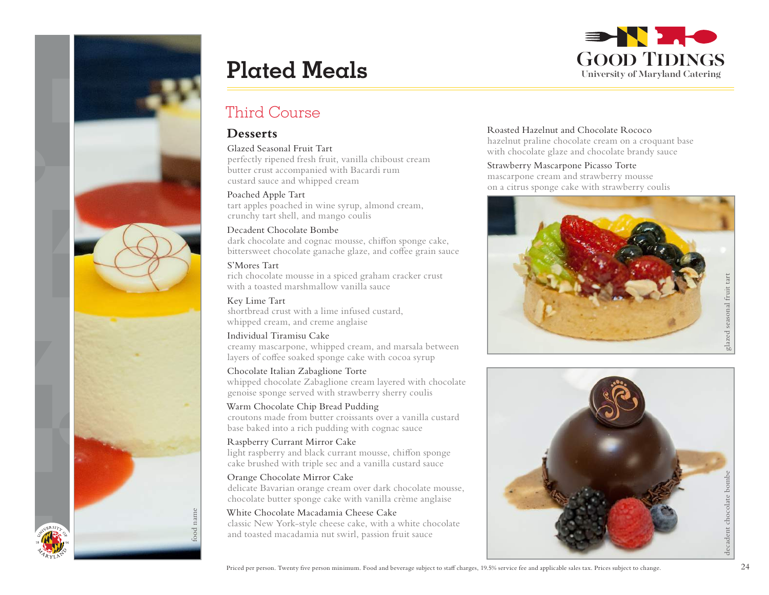# Plated Meals

Good Tidings
University of Maryland Catering

## Third Course

### Desserts

Glazed Seasonal Fruit Tart
perfectly ripened fresh fruit, vanilla chiboust cream butter crust accompanied with Bacardi rum custard sauce and whipped cream

Poached Apple Tart
tart apples poached in wine syrup, almond cream, crunchy tart shell, and mango coulis

Decadent Chocolate Bombe
dark chocolate and cognac mousse, chiffon sponge cake, bittersweet chocolate ganache glaze, and coffee grain sauce

S'Mores Tart
rich chocolate mousse in a spiced graham cracker crust with a toasted marshmallow vanilla sauce

Key Lime Tart
shortbread crust with a lime infused custard, whipped cream, and creme anglaise

Individual Tiramisu Cake
creamy mascarpone, whipped cream, and marsala between layers of coffee soaked sponge cake with cocoa syrup

Chocolate Italian Zabaglione Torte
whipped chocolate Zabaglione cream layered with chocolate genoise sponge served with strawberry sherry coulis

Warm Chocolate Chip Bread Pudding
croutons made from butter croissants over a vanilla custard base baked into a rich pudding with cognac sauce

Raspberry Currant Mirror Cake
light raspberry and black currant mousse, chiffon sponge cake brushed with triple sec and a vanilla custard sauce

Orange Chocolate Mirror Cake
delicate Bavarian orange cream over dark chocolate mousse, chocolate butter sponge cake with vanilla crème anglaise

White Chocolate Macadamia Cheese Cake
classic New York-style cheese cake, with a white chocolate and toasted macadamia nut swirl, passion fruit sauce

Roasted Hazelnut and Chocolate Rococo
hazelnut praline chocolate cream on a croquant base with chocolate glaze and chocolate brandy sauce

Strawberry Mascarpone Picasso Torte
mascarpone cream and strawberry mousse on a citrus sponge cake with strawberry coulis

food name

glazed seasonal fruit tart

decadent chocolate bombe

Priced per person. Twenty five person minimum. Food and beverage subject to staff charges, 19.5% service fee and applicable sales tax. Prices subject to change.